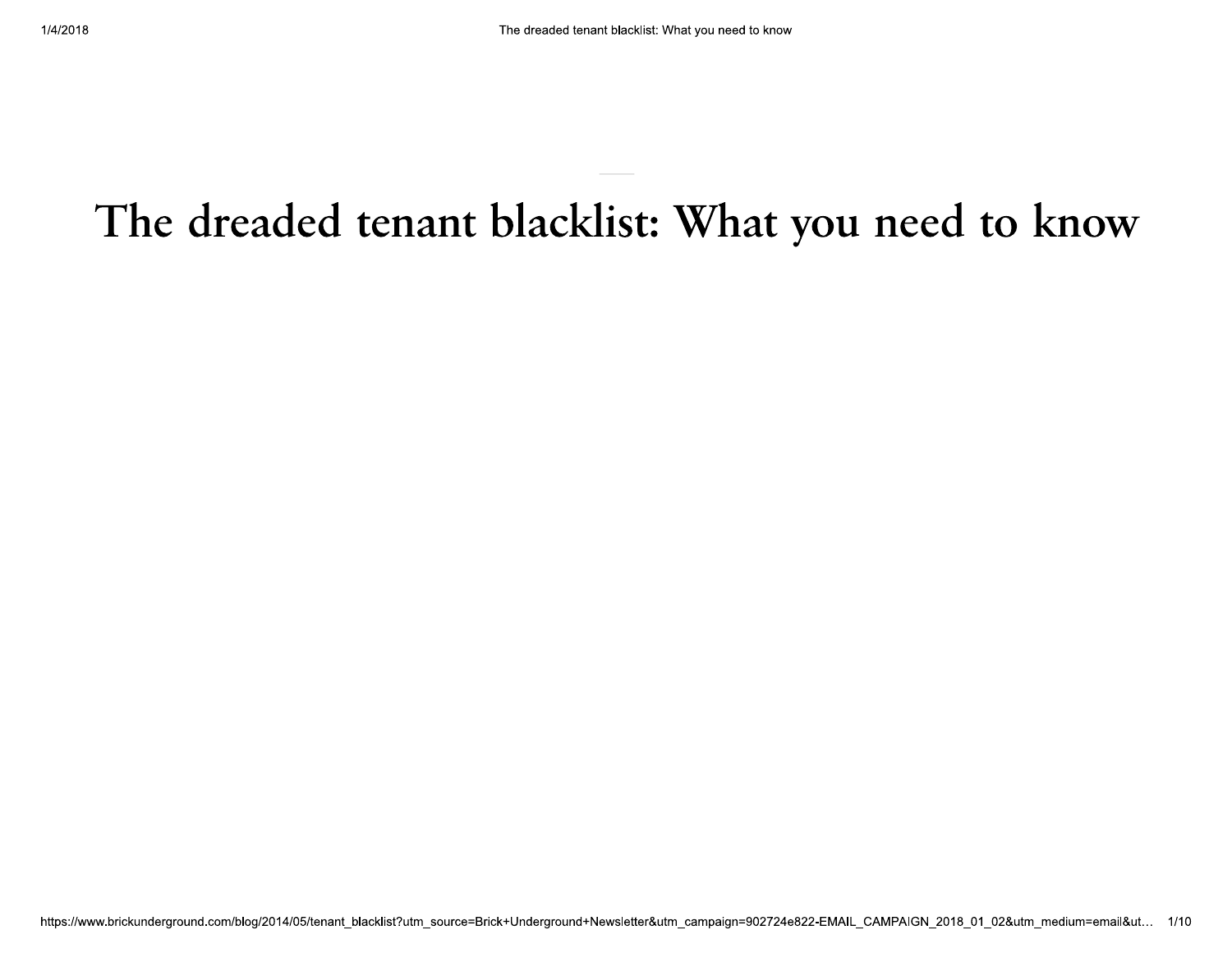# The dreaded tenant blacklist: What you need to know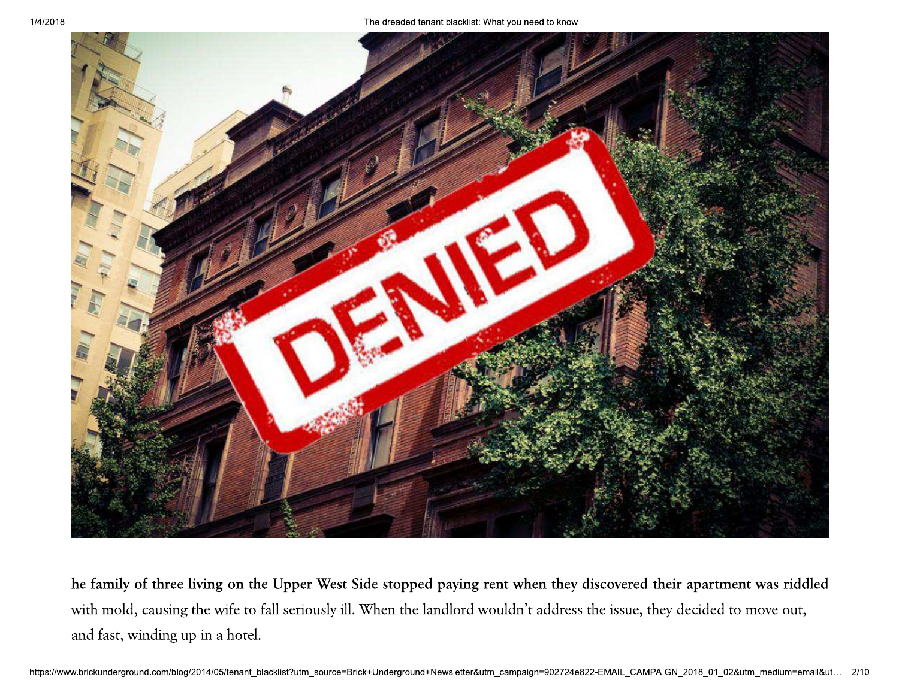he family of three living on the Upper West Side stopped paying rent when they discovered their apartment was riddled with mold, causing the wife to fall seriously ill. When the landlord wouldn't address the issue, they decided to move out, and fast, winding up in a hotel.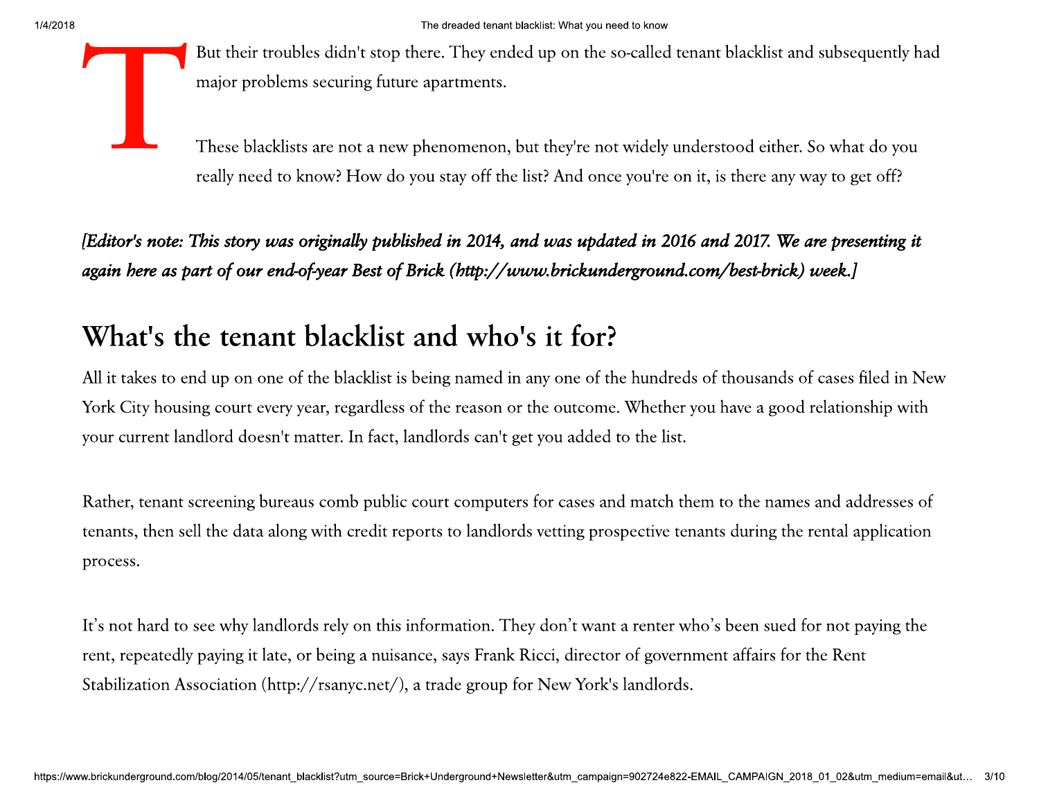But their troubles didn't stop there. They ended up on the so-called tenant blacklist and subsequently had major problems securing future apartments.

These blacklists are not a new phenomenon, but they're not widely understood either. So what do you really need to know? How do you stay off the list? And once you're on it, is there any way to get off?

*[Editor's note: This story was originally published in 2014, and was updated in 2016 and 2017. We are presenting it again here as part of our end-of-year Best of Brick (http://www.brickunderground.com/best-brick) week.]*

## What's the tenant blacklist and who's it for?

All it takes to end up on one of the blacklist is being named in any one of the hundreds of thousands of cases filed in New York City housing court every year, regardless of the reason or the outcome. Whether you have a good relationship with your current landlord doesn't matter. In fact, landlords can't get you added to the list.

Rather, tenant screening bureaus comb public court computers for cases and match them to the names and addresses of tenants, then sell the data along with credit reports to landlords vetting prospective tenants during the rental application process.

It's not hard to see why landlords rely on this information. They don't want a renter who's been sued for not paying the rent, repeatedly paying it late, or being a nuisance, says Frank Ricci, director of government affairs for the Rent Stabilization Association (http://rsanyc.net/), a trade group for New York's landlords.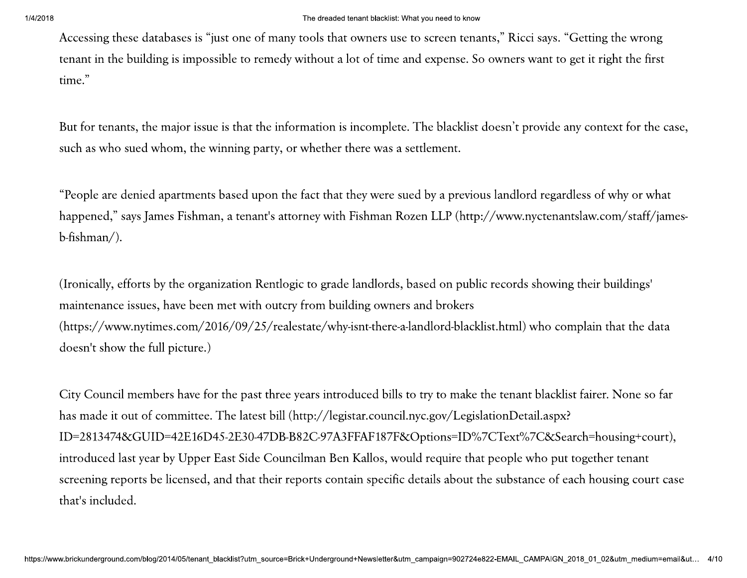Accessing these databases is "just one of many tools that owners use to screen tenants," Ricci says. "Getting the wrong tenant in the building is impossible to remedy without a lot of time and expense. So owners want to get it right the first time."

But for tenants, the major issue is that the information is incomplete. The blacklist doesn't provide any context for the case, such as who sued whom, the winning party, or whether there was a settlement.

"People are denied apartments based upon the fact that they were sued by a previous landlord regardless of why or what happened," says James Fishman, a tenant's attorney with Fishman Rozen LLP (http://www.nyctenantslaw.com/staff/james-b-fishman/).

(Ironically, efforts by the organization Rentlogic to grade landlords, based on public records showing their buildings' maintenance issues, have been met with outcry from building owners and brokers (https://www.nytimes.com/2016/09/25/realestate/why-isnt-there-a-landlord-blacklist.html) who complain that the data doesn't show the full picture.)

City Council members have for the past three years introduced bills to try to make the tenant blacklist fairer. None so far has made it out of committee. The latest bill (http://legistar.council.nyc.gov/LegislationDetail.aspx?ID=2813474&GUID=42E16D45-2E30-47DB-B82C-97A3FFAF187F&Options=ID%7CText%7C&Search=housing+court), introduced last year by Upper East Side Councilman Ben Kallos, would require that people who put together tenant screening reports be licensed, and that their reports contain specific details about the substance of each housing court case that's included.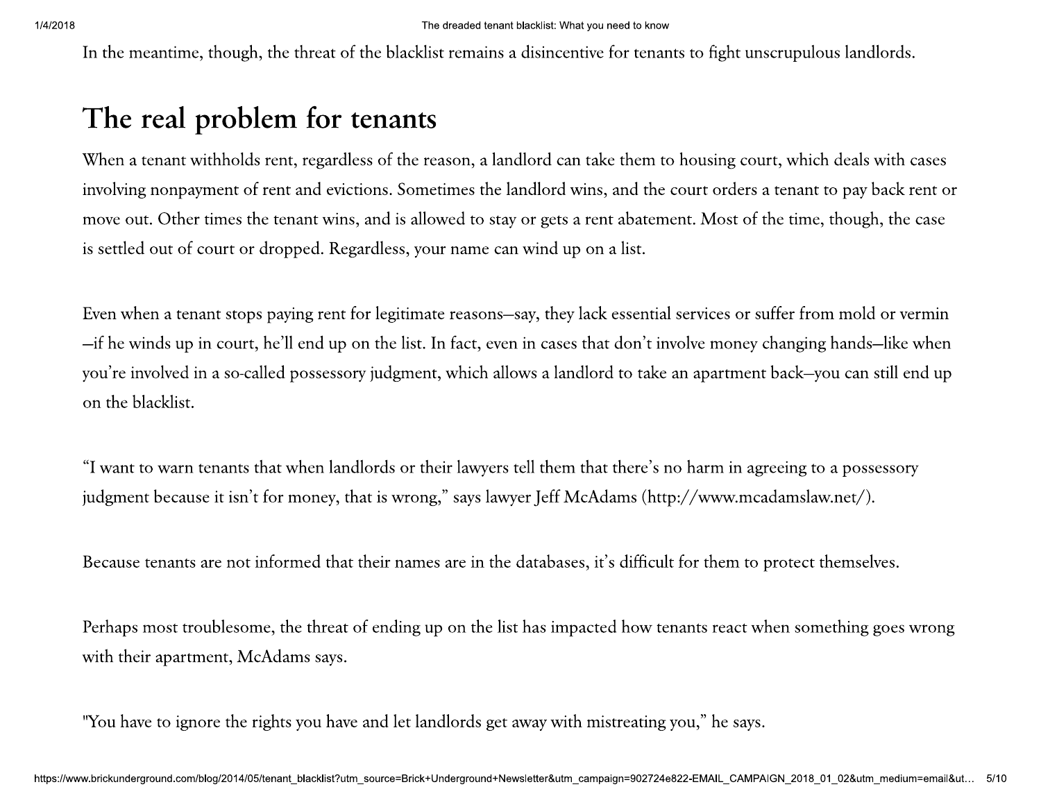In the meantime, though, the threat of the blacklist remains a disincentive for tenants to fight unscrupulous landlords.

## The real problem for tenants

When a tenant withholds rent, regardless of the reason, a landlord can take them to housing court, which deals with cases involving nonpayment of rent and evictions. Sometimes the landlord wins, and the court orders a tenant to pay back rent or move out. Other times the tenant wins, and is allowed to stay or gets a rent abatement. Most of the time, though, the case is settled out of court or dropped. Regardless, your name can wind up on a list.

Even when a tenant stops paying rent for legitimate reasons—say, they lack essential services or suffer from mold or vermin—if he winds up in court, he'll end up on the list. In fact, even in cases that don't involve money changing hands—like when you're involved in a so-called possessory judgment, which allows a landlord to take an apartment back—you can still end up on the blacklist.

"I want to warn tenants that when landlords or their lawyers tell them that there's no harm in agreeing to a possessory judgment because it isn't for money, that is wrong," says lawyer Jeff McAdams (http://www.mcadamslaw.net/).

Because tenants are not informed that their names are in the databases, it's difficult for them to protect themselves.

Perhaps most troublesome, the threat of ending up on the list has impacted how tenants react when something goes wrong with their apartment, McAdams says.

"You have to ignore the rights you have and let landlords get away with mistreating you," he says.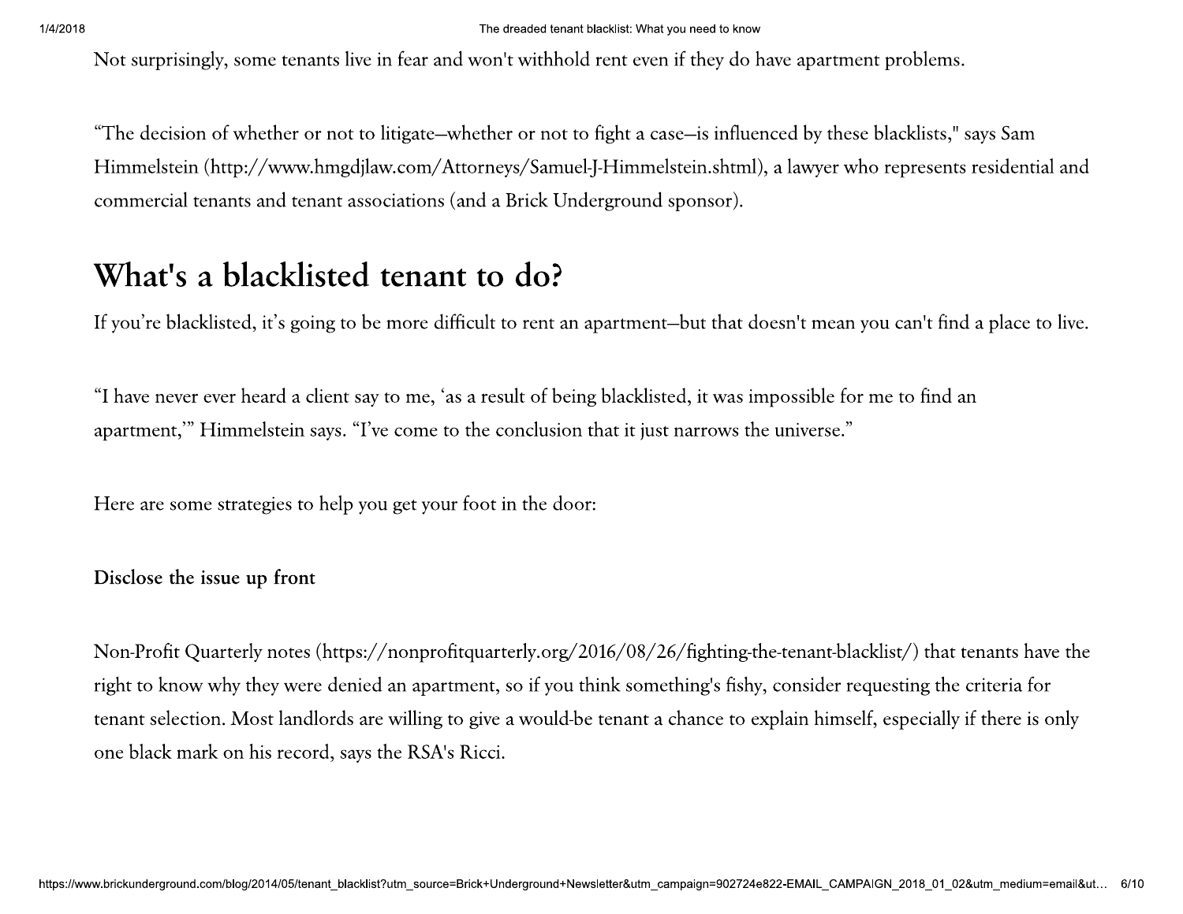Not surprisingly, some tenants live in fear and won't withhold rent even if they do have apartment problems.

“The decision of whether or not to litigate–whether or not to fight a case–is influenced by these blacklists," says Sam Himmelstein (http://www.hmgdjlaw.com/Attorneys/Samuel-J-Himmelstein.shtml), a lawyer who represents residential and commercial tenants and tenant associations (and a Brick Underground sponsor).

## What's a blacklisted tenant to do?

If you’re blacklisted, it’s going to be more difficult to rent an apartment–but that doesn't mean you can't find a place to live.

“I have never ever heard a client say to me, ‘as a result of being blacklisted, it was impossible for me to find an apartment,’” Himmelstein says. “I’ve come to the conclusion that it just narrows the universe.”

Here are some strategies to help you get your foot in the door:

**Disclose the issue up front**

Non-Profit Quarterly notes (https://nonprofitquarterly.org/2016/08/26/fighting-the-tenant-blacklist/) that tenants have the right to know why they were denied an apartment, so if you think something's fishy, consider requesting the criteria for tenant selection. Most landlords are willing to give a would-be tenant a chance to explain himself, especially if there is only one black mark on his record, says the RSA's Ricci.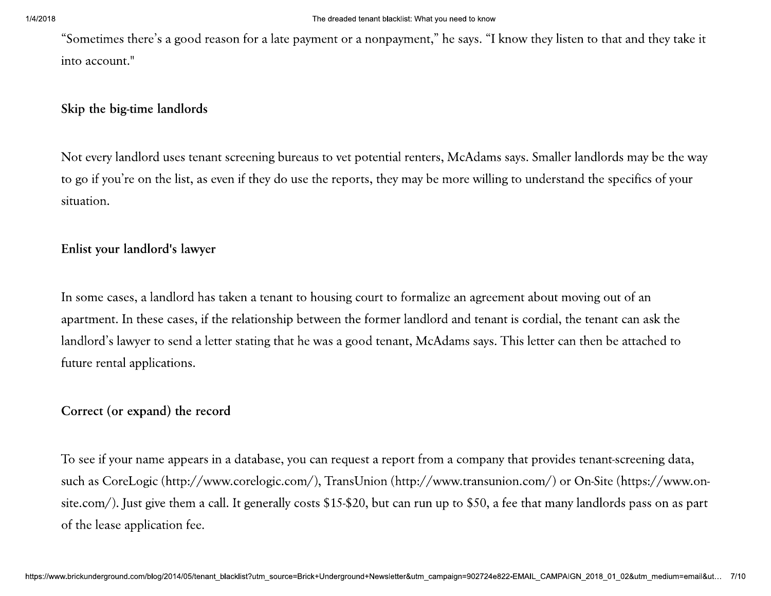“Sometimes there’s a good reason for a late payment or a nonpayment,” he says. “I know they listen to that and they take it into account."

### Skip the big-time landlords

Not every landlord uses tenant screening bureaus to vet potential renters, McAdams says. Smaller landlords may be the way to go if you’re on the list, as even if they do use the reports, they may be more willing to understand the specifics of your situation.

### Enlist your landlord's lawyer

In some cases, a landlord has taken a tenant to housing court to formalize an agreement about moving out of an apartment. In these cases, if the relationship between the former landlord and tenant is cordial, the tenant can ask the landlord’s lawyer to send a letter stating that he was a good tenant, McAdams says. This letter can then be attached to future rental applications.

### Correct (or expand) the record

To see if your name appears in a database, you can request a report from a company that provides tenant-screening data, such as CoreLogic (http://www.corelogic.com/), TransUnion (http://www.transunion.com/) or On-Site (https://www.on-site.com/). Just give them a call. It generally costs $15-$20, but can run up to $50, a fee that many landlords pass on as part of the lease application fee.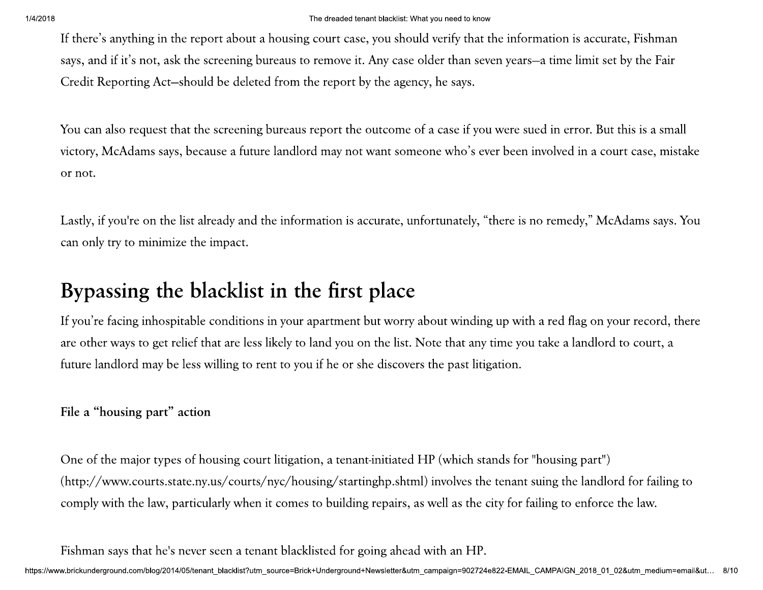If there's anything in the report about a housing court case, you should verify that the information is accurate, Fishman says, and if it's not, ask the screening bureaus to remove it. Any case older than seven years—a time limit set by the Fair Credit Reporting Act—should be deleted from the report by the agency, he says.

You can also request that the screening bureaus report the outcome of a case if you were sued in error. But this is a small victory, McAdams says, because a future landlord may not want someone who's ever been involved in a court case, mistake or not.

Lastly, if you're on the list already and the information is accurate, unfortunately, "there is no remedy," McAdams says. You can only try to minimize the impact.

## Bypassing the blacklist in the first place

If you're facing inhospitable conditions in your apartment but worry about winding up with a red flag on your record, there are other ways to get relief that are less likely to land you on the list. Note that any time you take a landlord to court, a future landlord may be less willing to rent to you if he or she discovers the past litigation.

**File a "housing part" action**

One of the major types of housing court litigation, a tenant-initiated HP (which stands for "housing part") (http://www.courts.state.ny.us/courts/nyc/housing/startinghp.shtml) involves the tenant suing the landlord for failing to comply with the law, particularly when it comes to building repairs, as well as the city for failing to enforce the law.

Fishman says that he's never seen a tenant blacklisted for going ahead with an HP.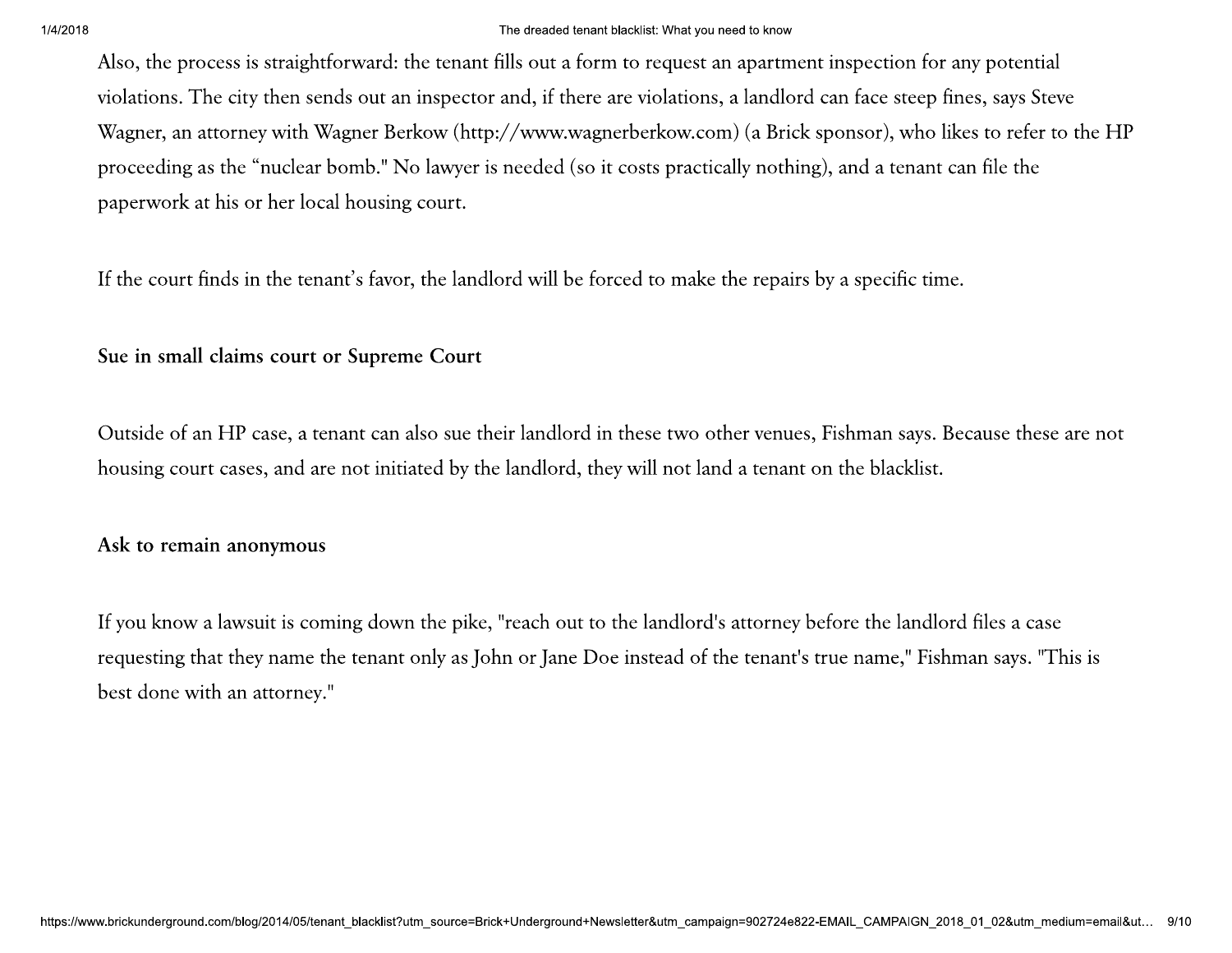Also, the process is straightforward: the tenant fills out a form to request an apartment inspection for any potential violations. The city then sends out an inspector and, if there are violations, a landlord can face steep fines, says Steve Wagner, an attorney with Wagner Berkow (http://www.wagnerberkow.com) (a Brick sponsor), who likes to refer to the HP proceeding as the "nuclear bomb." No lawyer is needed (so it costs practically nothing), and a tenant can file the paperwork at his or her local housing court.

If the court finds in the tenant's favor, the landlord will be forced to make the repairs by a specific time.

**Sue in small claims court or Supreme Court**

Outside of an HP case, a tenant can also sue their landlord in these two other venues, Fishman says. Because these are not housing court cases, and are not initiated by the landlord, they will not land a tenant on the blacklist.

**Ask to remain anonymous**

If you know a lawsuit is coming down the pike, "reach out to the landlord's attorney before the landlord files a case requesting that they name the tenant only as John or Jane Doe instead of the tenant's true name," Fishman says. "This is best done with an attorney."